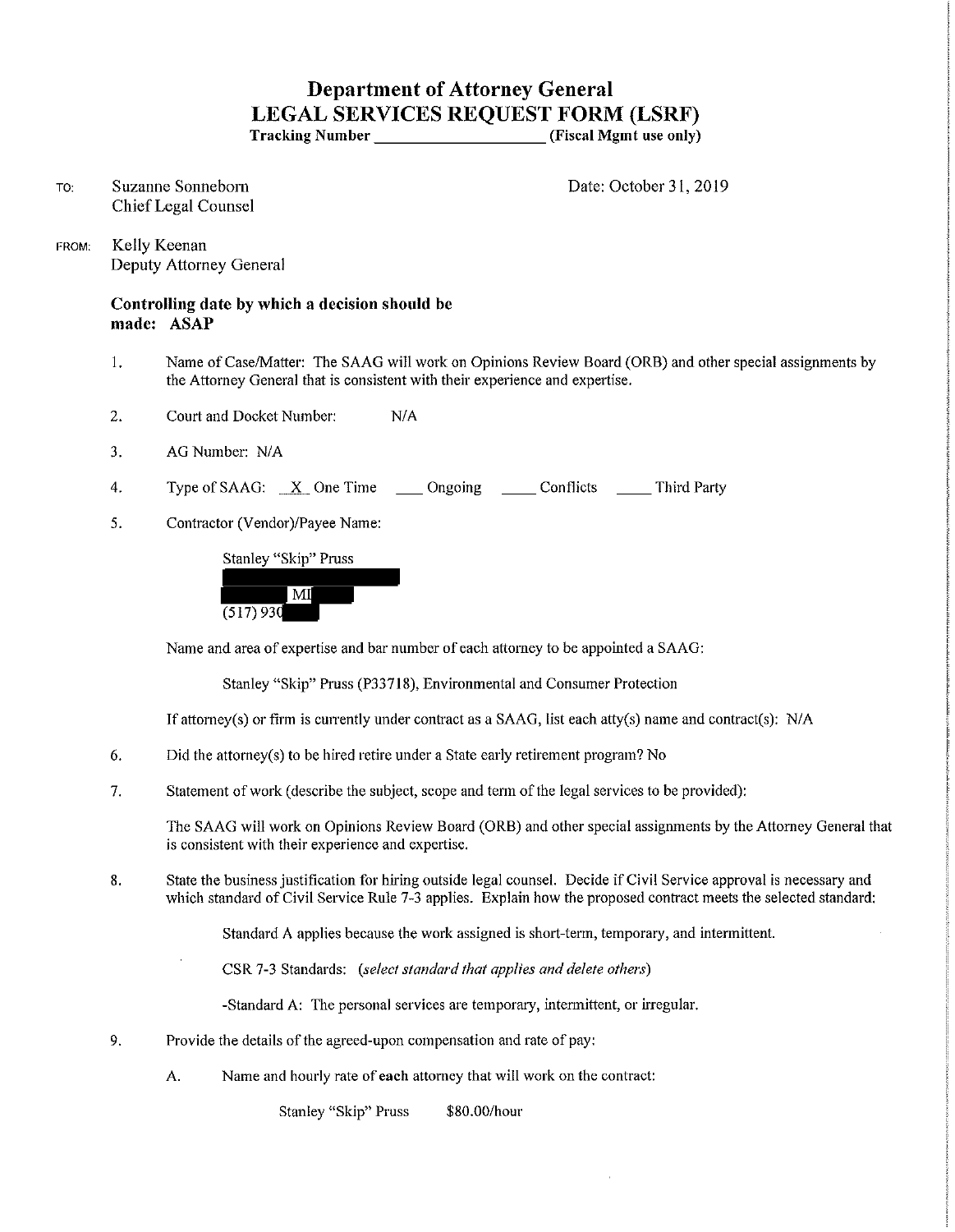# Department of Attorney General
## LEGAL SERVICES REQUEST FORM (LSRF)

**Tracking Number \_\_\_\_\_\_\_\_\_\_\_\_\_\_\_\_\_\_\_\_ (Fiscal Mgmt use only)**

TO: Suzanne Sonneborn
Chief Legal Counsel

Date: October 31, 2019

FROM: Kelly Keenan
Deputy Attorney General

**Controlling date by which a decision should be made: ASAP**

1. Name of Case/Matter: The SAAG will work on Opinions Review Board (ORB) and other special assignments by the Attorney General that is consistent with their experience and expertise.

2. Court and Docket Number: N/A

3. AG Number: N/A

4. Type of SAAG: \_X\_ One Time \_\_\_ Ongoing \_\_\_\_ Conflicts \_\_\_\_ Third Party

5. Contractor (Vendor)/Payee Name:

   Stanley "Skip" Pruss
   [redacted]
   [redacted] MI [redacted]
   (517) 930[redacted]

   Name and area of expertise and bar number of each attorney to be appointed a SAAG:

   Stanley "Skip" Pruss (P33718), Environmental and Consumer Protection

   If attorney(s) or firm is currently under contract as a SAAG, list each atty(s) name and contract(s): N/A

6. Did the attorney(s) to be hired retire under a State early retirement program? No

7. Statement of work (describe the subject, scope and term of the legal services to be provided):

   The SAAG will work on Opinions Review Board (ORB) and other special assignments by the Attorney General that is consistent with their experience and expertise.

8. State the business justification for hiring outside legal counsel. Decide if Civil Service approval is necessary and which standard of Civil Service Rule 7-3 applies. Explain how the proposed contract meets the selected standard:

   Standard A applies because the work assigned is short-term, temporary, and intermittent.

   CSR 7-3 Standards: *(select standard that applies and delete others)*

   -Standard A: The personal services are temporary, intermittent, or irregular.

9. Provide the details of the agreed-upon compensation and rate of pay:

   A. Name and hourly rate of **each** attorney that will work on the contract:

      Stanley "Skip" Pruss $80.00/hour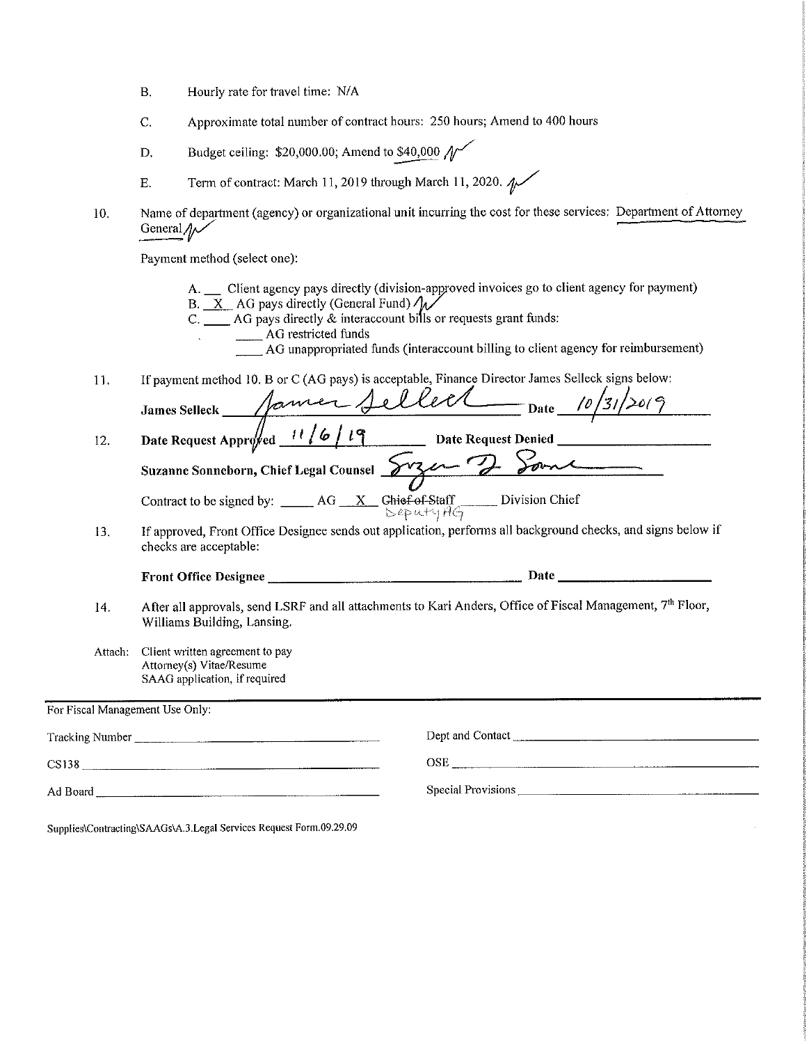B. Hourly rate for travel time: N/A

C. Approximate total number of contract hours: 250 hours; Amend to 400 hours

D. Budget ceiling: $20,000.00; Amend to $40,000

E. Term of contract: March 11, 2019 through March 11, 2020.

10. Name of department (agency) or organizational unit incurring the cost for these services: Department of Attorney General

Payment method (select one):

A. ___ Client agency pays directly (division-approved invoices go to client agency for payment)
B. _X_ AG pays directly (General Fund)
C. ___ AG pays directly & interaccount bills or requests grant funds:
 ___ AG restricted funds
 ___ AG unappropriated funds (interaccount billing to client agency for reimbursement)

11. If payment method 10. B or C (AG pays) is acceptable, Finance Director James Selleck signs below:

**James Selleck** James Selleck **Date** 10/31/2019

12. **Date Request Approved** 11/6/19 **Date Request Denied** ______________

**Suzanne Sonneborn, Chief Legal Counsel** Suzanne D. Sonneborn

Contract to be signed by: _____ AG __X__ ~~Chief of Staff~~ Deputy AG _____ Division Chief

13. If approved, Front Office Designee sends out application, performs all background checks, and signs below if checks are acceptable:

**Front Office Designee** ______________________ **Date** ______________

14. After all approvals, send LSRF and all attachments to Kari Anders, Office of Fiscal Management, 7th Floor, Williams Building, Lansing.

Attach: Client written agreement to pay
Attorney(s) Vitae/Resume
SAAG application, if required

---

For Fiscal Management Use Only:

| | |
|---|---|
| Tracking Number ______________ | Dept and Contact ______________ |
| CS138 ______________ | OSE ______________ |
| Ad Board ______________ | Special Provisions ______________ |

Supplies\Contracting\SAAGs\A.3.Legal Services Request Form.09.29.09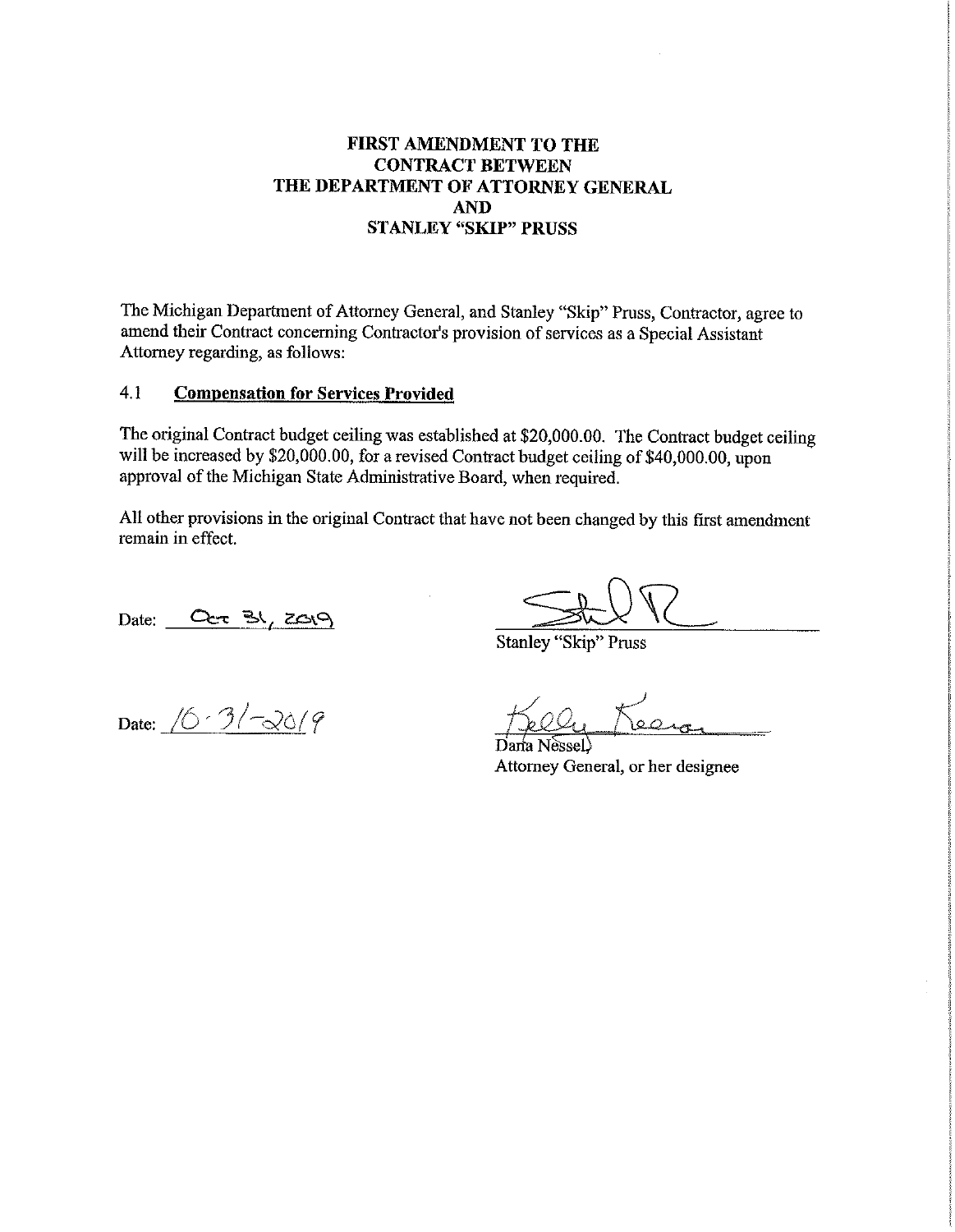**FIRST AMENDMENT TO THE**
**CONTRACT BETWEEN**
**THE DEPARTMENT OF ATTORNEY GENERAL**
**AND**
**STANLEY "SKIP" PRUSS**

The Michigan Department of Attorney General, and Stanley "Skip" Pruss, Contractor, agree to amend their Contract concerning Contractor's provision of services as a Special Assistant Attorney regarding, as follows:

## 4.1 **Compensation for Services Provided**

The original Contract budget ceiling was established at $20,000.00. The Contract budget ceiling will be increased by $20,000.00, for a revised Contract budget ceiling of $40,000.00, upon approval of the Michigan State Administrative Board, when required.

All other provisions in the original Contract that have not been changed by this first amendment remain in effect.

Date: Oct 31, 2019

Stanley "Skip" Pruss

Date: 10-31-2019

Dana Nessel,
Attorney General, or her designee